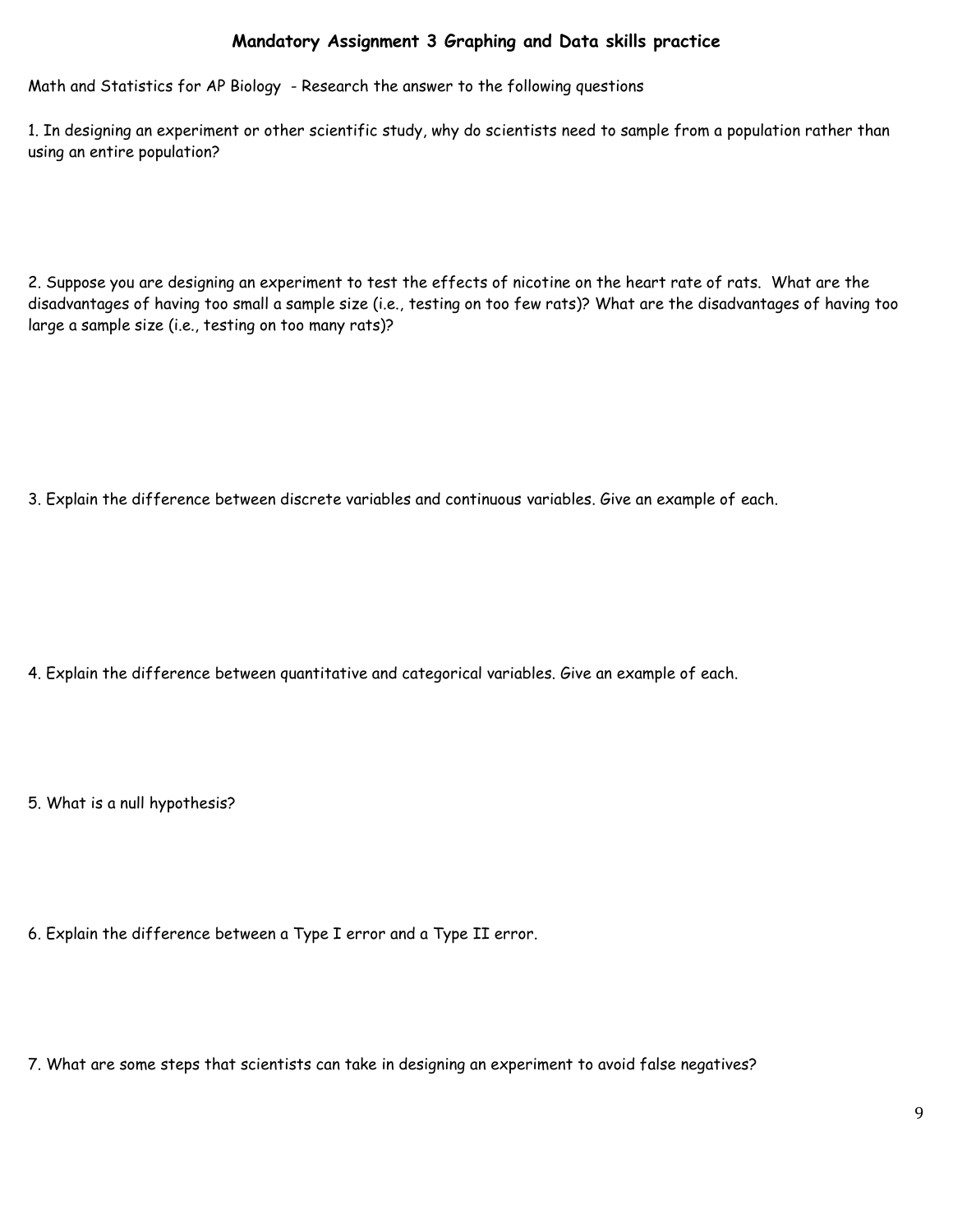## Mandatory Assignment 3 Graphing and Data skills practice

Math and Statistics for AP Biology - Research the answer to the following questions

1. In designing an experiment or other scientific study, why do scientists need to sample from a population rather than using an entire population?

2. Suppose you are designing an experiment to test the effects of nicotine on the heart rate of rats. What are the disadvantages of having too small a sample size (i.e., testing on too few rats)? What are the disadvantages of having too large a sample size (i.e., testing on too many rats)?

3. Explain the difference between discrete variables and continuous variables. Give an example of each.

4. Explain the difference between quantitative and categorical variables. Give an example of each.

5. What is a null hypothesis?

6. Explain the difference between a Type I error and a Type II error.

7. What are some steps that scientists can take in designing an experiment to avoid false negatives?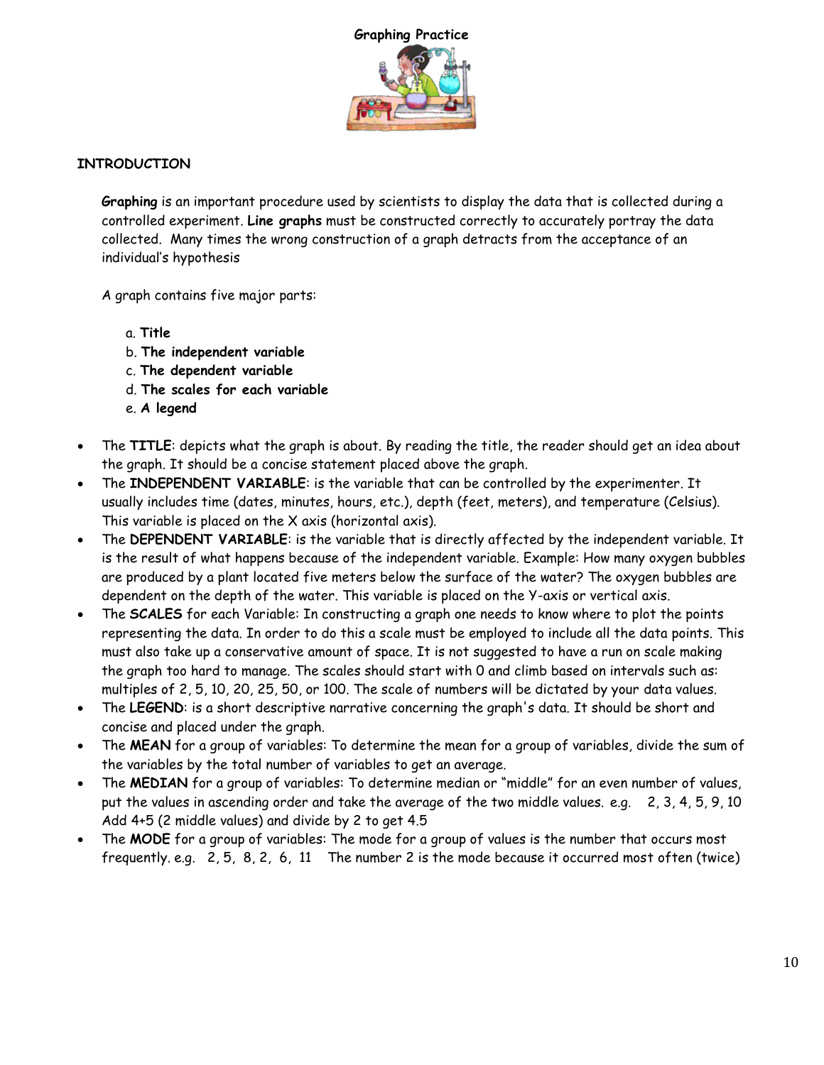# Graphing Practice

## INTRODUCTION

**Graphing** is an important procedure used by scientists to display the data that is collected during a controlled experiment. **Line graphs** must be constructed correctly to accurately portray the data collected. Many times the wrong construction of a graph detracts from the acceptance of an individual's hypothesis

A graph contains five major parts:

a. **Title**
b. **The independent variable**
c. **The dependent variable**
d. **The scales for each variable**
e. **A legend**

- The **TITLE**: depicts what the graph is about. By reading the title, the reader should get an idea about the graph. It should be a concise statement placed above the graph.
- The **INDEPENDENT VARIABLE**: is the variable that can be controlled by the experimenter. It usually includes time (dates, minutes, hours, etc.), depth (feet, meters), and temperature (Celsius). This variable is placed on the X axis (horizontal axis).
- The **DEPENDENT VARIABLE**: is the variable that is directly affected by the independent variable. It is the result of what happens because of the independent variable. Example: How many oxygen bubbles are produced by a plant located five meters below the surface of the water? The oxygen bubbles are dependent on the depth of the water. This variable is placed on the Y-axis or vertical axis.
- The **SCALES** for each Variable: In constructing a graph one needs to know where to plot the points representing the data. In order to do this a scale must be employed to include all the data points. This must also take up a conservative amount of space. It is not suggested to have a run on scale making the graph too hard to manage. The scales should start with 0 and climb based on intervals such as: multiples of 2, 5, 10, 20, 25, 50, or 100. The scale of numbers will be dictated by your data values.
- The **LEGEND**: is a short descriptive narrative concerning the graph's data. It should be short and concise and placed under the graph.
- The **MEAN** for a group of variables: To determine the mean for a group of variables, divide the sum of the variables by the total number of variables to get an average.
- The **MEDIAN** for a group of variables: To determine median or "middle" for an even number of values, put the values in ascending order and take the average of the two middle values. e.g. 2, 3, 4, 5, 9, 10 Add 4+5 (2 middle values) and divide by 2 to get 4.5
- The **MODE** for a group of variables: The mode for a group of values is the number that occurs most frequently. e.g. 2, 5, 8, 2, 6, 11 The number 2 is the mode because it occurred most often (twice)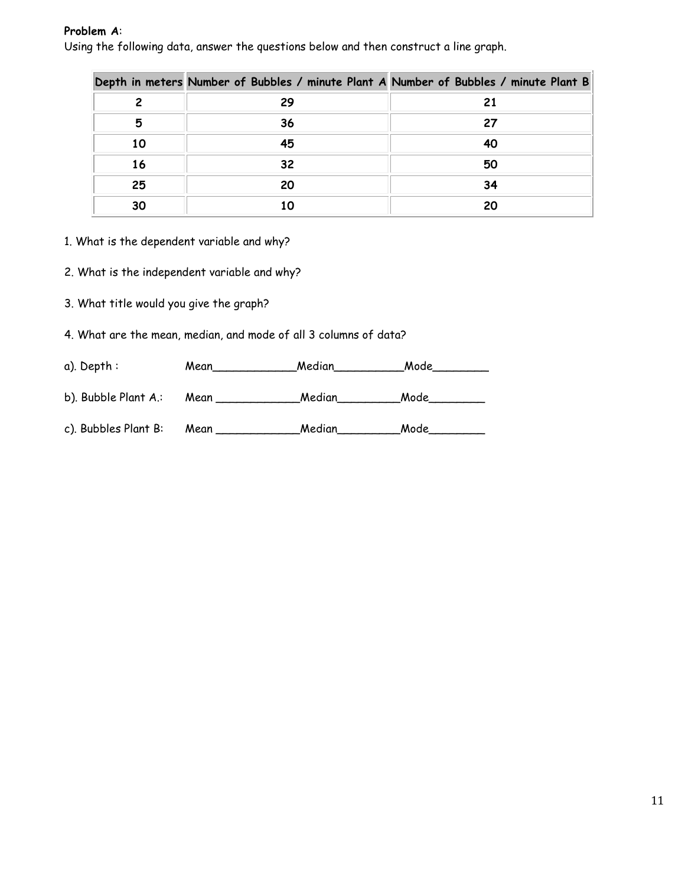**Problem A**:
Using the following data, answer the questions below and then construct a line graph.

| Depth in meters | Number of Bubbles / minute Plant A | Number of Bubbles / minute Plant B |
|---|---|---|
| 2 | 29 | 21 |
| 5 | 36 | 27 |
| 10 | 45 | 40 |
| 16 | 32 | 50 |
| 25 | 20 | 34 |
| 30 | 10 | 20 |

1. What is the dependent variable and why?

2. What is the independent variable and why?

3. What title would you give the graph?

4. What are the mean, median, and mode of all 3 columns of data?

a). Depth : Mean____________Median__________Mode________

b). Bubble Plant A.: Mean ____________Median_________Mode________

c). Bubbles Plant B: Mean ____________Median_________Mode________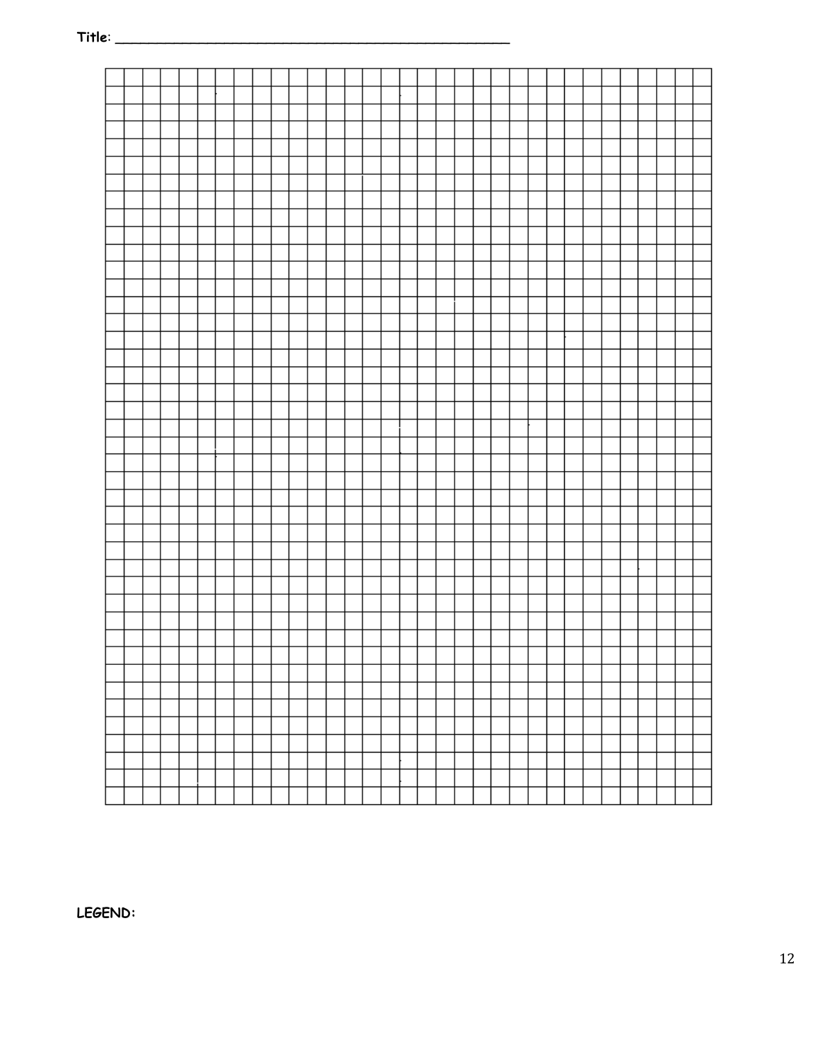Title: ________________________________________________

LEGEND: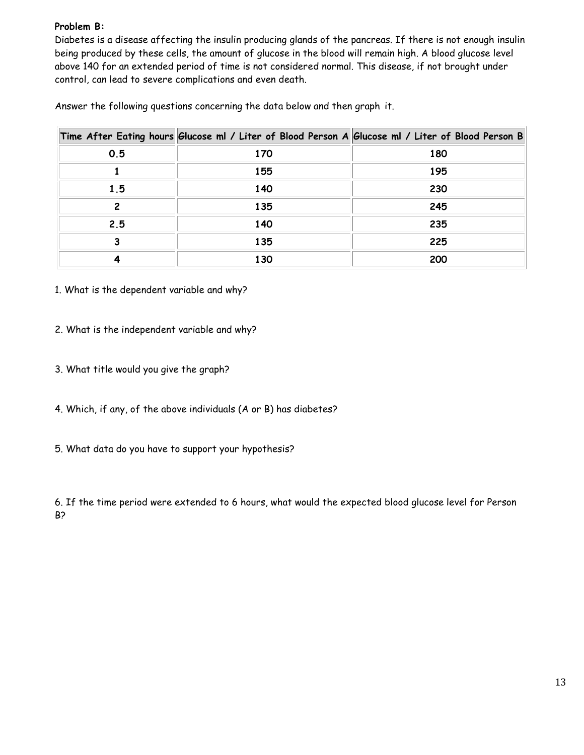**Problem B:**

Diabetes is a disease affecting the insulin producing glands of the pancreas. If there is not enough insulin being produced by these cells, the amount of glucose in the blood will remain high. A blood glucose level above 140 for an extended period of time is not considered normal. This disease, if not brought under control, can lead to severe complications and even death.

Answer the following questions concerning the data below and then graph it.

| Time After Eating hours | Glucose ml / Liter of Blood Person A | Glucose ml / Liter of Blood Person B |
|---|---|---|
| 0.5 | 170 | 180 |
| 1 | 155 | 195 |
| 1.5 | 140 | 230 |
| 2 | 135 | 245 |
| 2.5 | 140 | 235 |
| 3 | 135 | 225 |
| 4 | 130 | 200 |

1. What is the dependent variable and why?

2. What is the independent variable and why?

3. What title would you give the graph?

4. Which, if any, of the above individuals (A or B) has diabetes?

5. What data do you have to support your hypothesis?

6. If the time period were extended to 6 hours, what would the expected blood glucose level for Person B?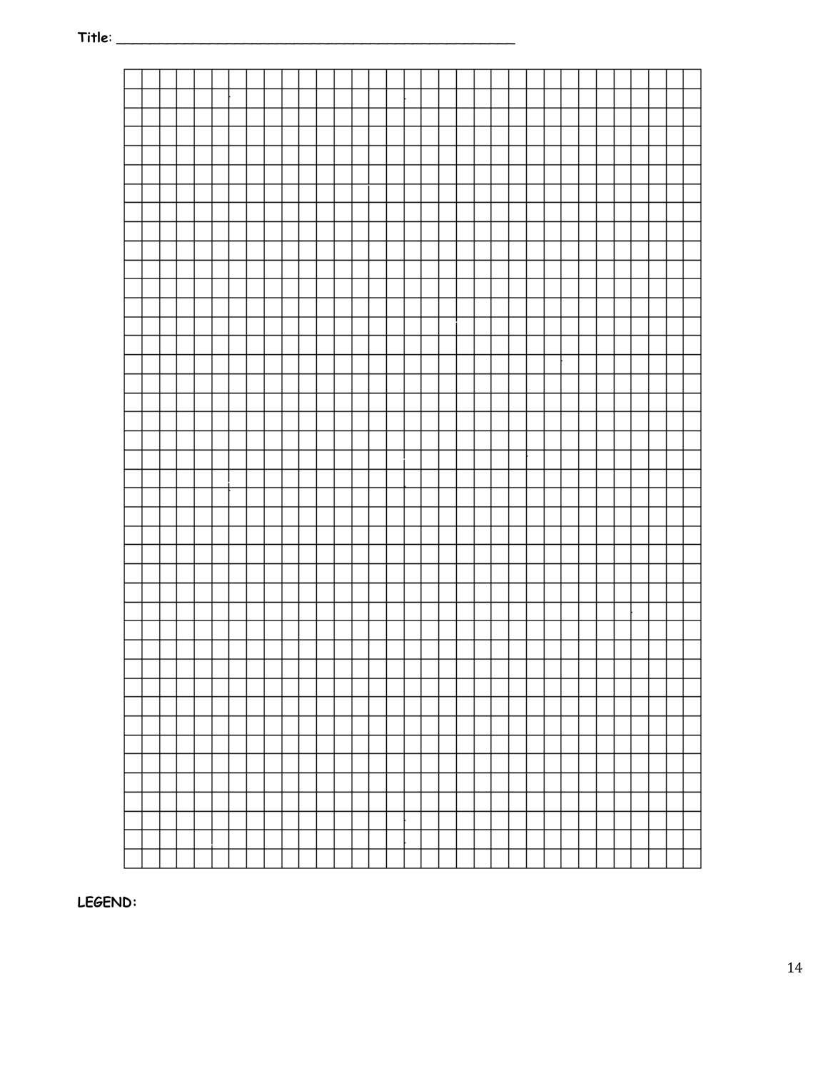**Title**: ___________________________________________________

**LEGEND:**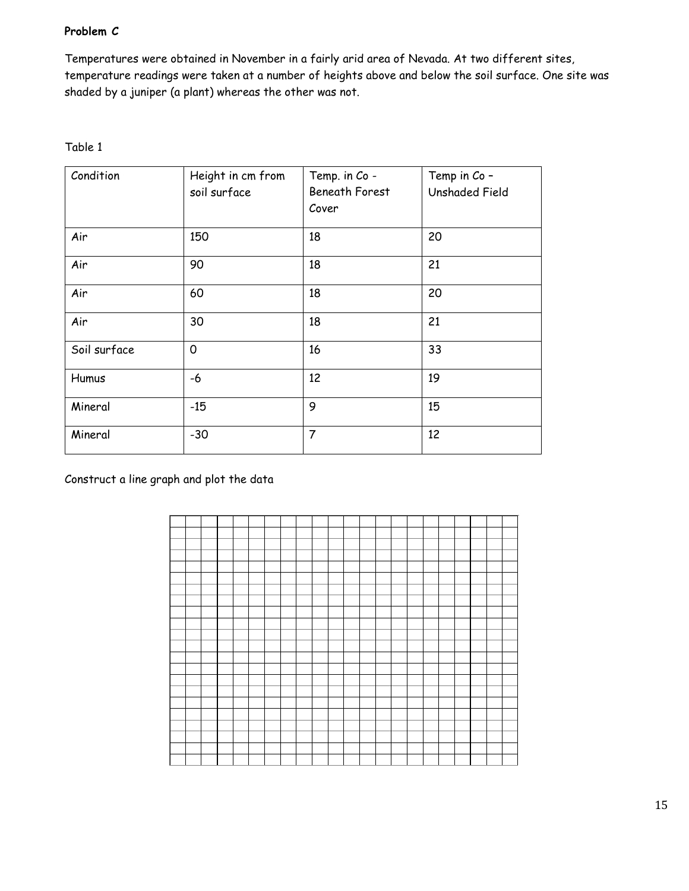**Problem C**

Temperatures were obtained in November in a fairly arid area of Nevada. At two different sites, temperature readings were taken at a number of heights above and below the soil surface. One site was shaded by a juniper (a plant) whereas the other was not.

Table 1

| Condition | Height in cm from soil surface | Temp. in Co - Beneath Forest Cover | Temp in Co – Unshaded Field |
|---|---|---|---|
| Air | 150 | 18 | 20 |
| Air | 90 | 18 | 21 |
| Air | 60 | 18 | 20 |
| Air | 30 | 18 | 21 |
| Soil surface | 0 | 16 | 33 |
| Humus | -6 | 12 | 19 |
| Mineral | -15 | 9 | 15 |
| Mineral | -30 | 7 | 12 |

Construct a line graph and plot the data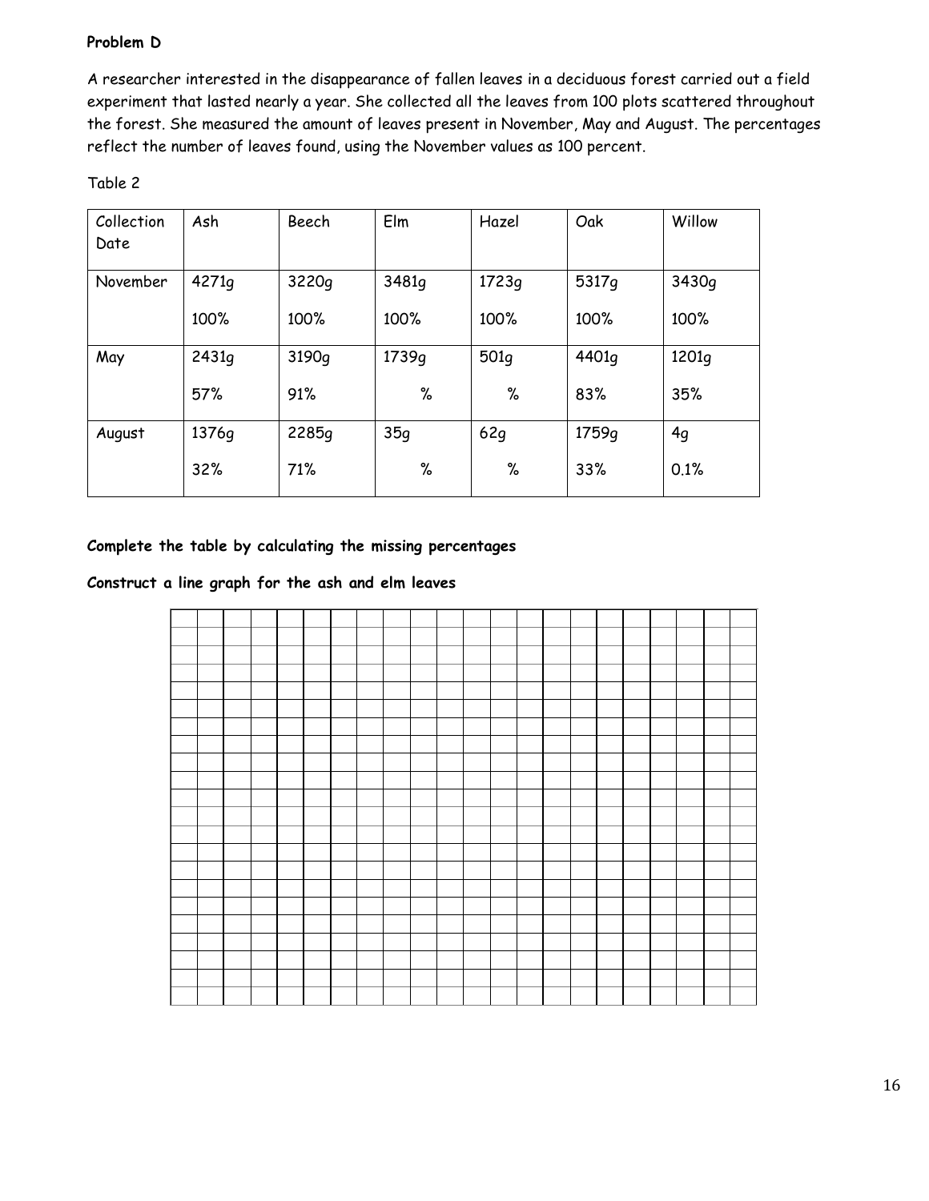**Problem D**

A researcher interested in the disappearance of fallen leaves in a deciduous forest carried out a field experiment that lasted nearly a year. She collected all the leaves from 100 plots scattered throughout the forest. She measured the amount of leaves present in November, May and August. The percentages reflect the number of leaves found, using the November values as 100 percent.

Table 2

| Collection Date | Ash | Beech | Elm | Hazel | Oak | Willow |
|---|---|---|---|---|---|---|
| November | 4271g<br>100% | 3220g<br>100% | 3481g<br>100% | 1723g<br>100% | 5317g<br>100% | 3430g<br>100% |
| May | 2431g<br>57% | 3190g<br>91% | 1739g<br>% | 501g<br>% | 4401g<br>83% | 1201g<br>35% |
| August | 1376g<br>32% | 2285g<br>71% | 35g<br>% | 62g<br>% | 1759g<br>33% | 4g<br>0.1% |

**Complete the table by calculating the missing percentages**

**Construct a line graph for the ash and elm leaves**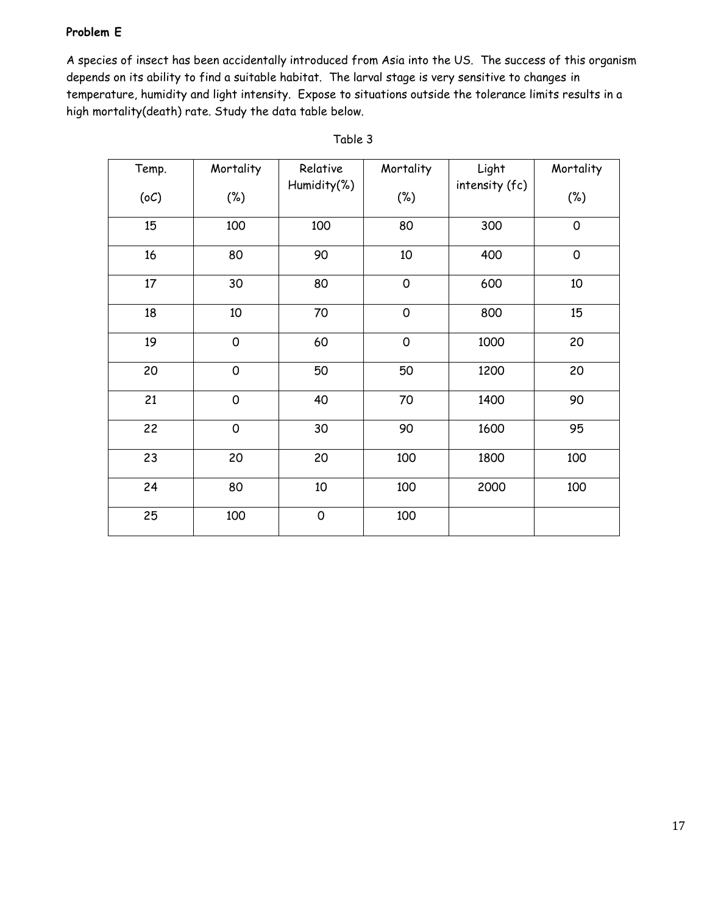**Problem E**

A species of insect has been accidentally introduced from Asia into the US. The success of this organism depends on its ability to find a suitable habitat. The larval stage is very sensitive to changes in temperature, humidity and light intensity. Expose to situations outside the tolerance limits results in a high mortality(death) rate. Study the data table below.

Table 3

| Temp. (oC) | Mortality (%) | Relative Humidity(%) | Mortality (%) | Light intensity (fc) | Mortality (%) |
|---|---|---|---|---|---|
| 15 | 100 | 100 | 80 | 300 | 0 |
| 16 | 80 | 90 | 10 | 400 | 0 |
| 17 | 30 | 80 | 0 | 600 | 10 |
| 18 | 10 | 70 | 0 | 800 | 15 |
| 19 | 0 | 60 | 0 | 1000 | 20 |
| 20 | 0 | 50 | 50 | 1200 | 20 |
| 21 | 0 | 40 | 70 | 1400 | 90 |
| 22 | 0 | 30 | 90 | 1600 | 95 |
| 23 | 20 | 20 | 100 | 1800 | 100 |
| 24 | 80 | 10 | 100 | 2000 | 100 |
| 25 | 100 | 0 | 100 | | |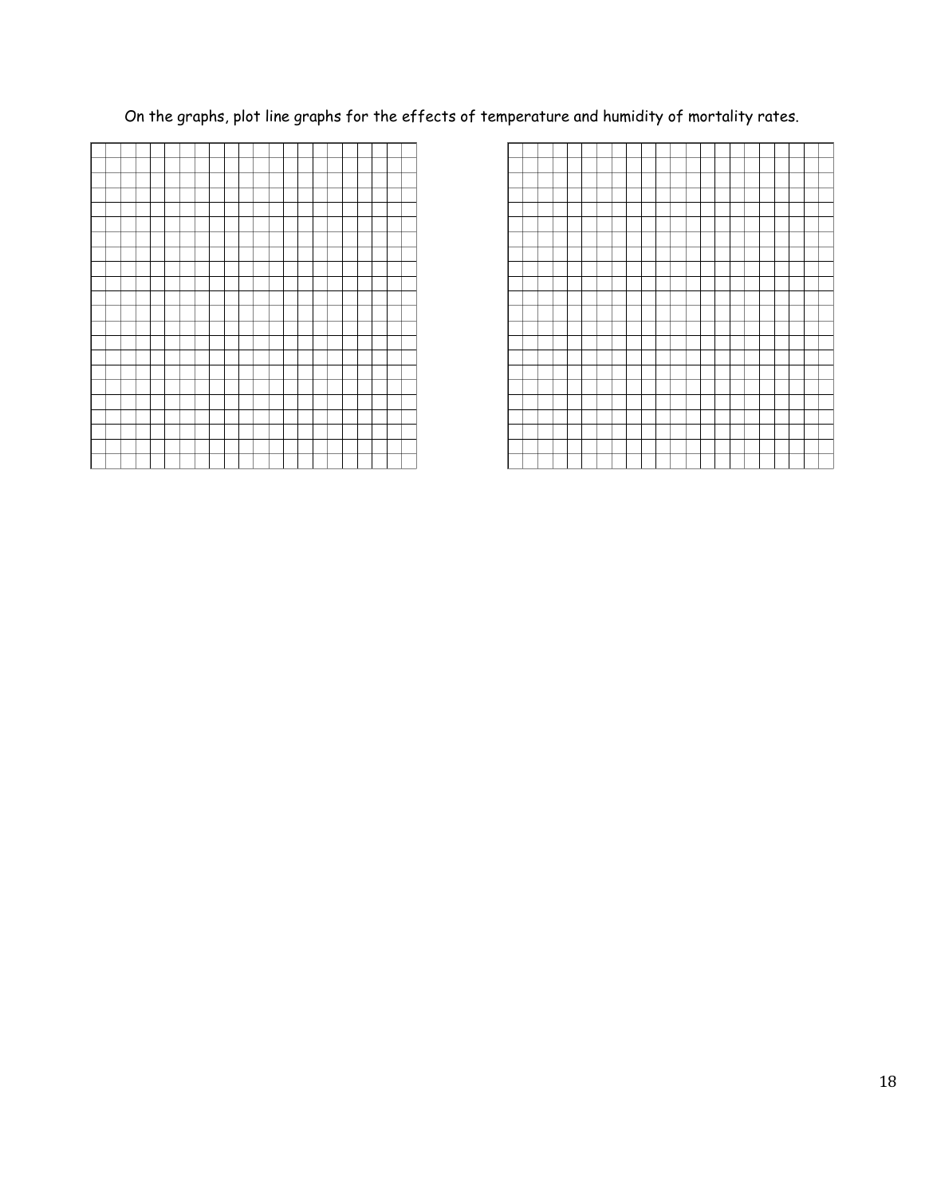On the graphs, plot line graphs for the effects of temperature and humidity of mortality rates.